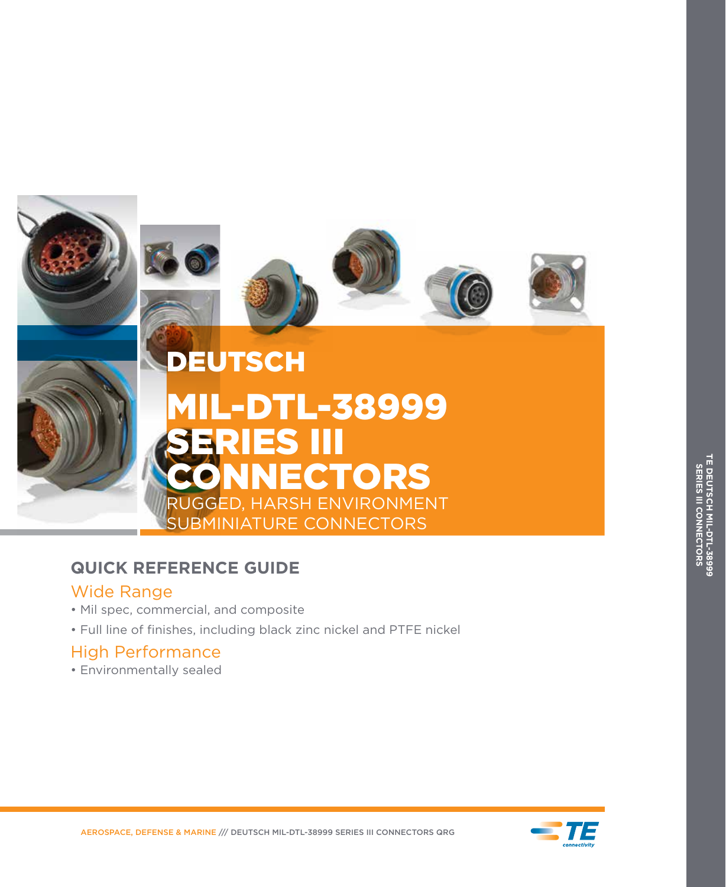# DEUTSCH

# MIL-DTL-38999 SERIES III CONNECTORS

RUGGED, HARSH ENVIRONMENT SUBMINIATURE CONNECTORS

## QUICK REFERENCE GUIDE

### Wide Range

- Mil spec, commercial, and composite
- Full line of finishes, including black zinc nickel and PTFE nickel

### High Performance

- Environmentally sealed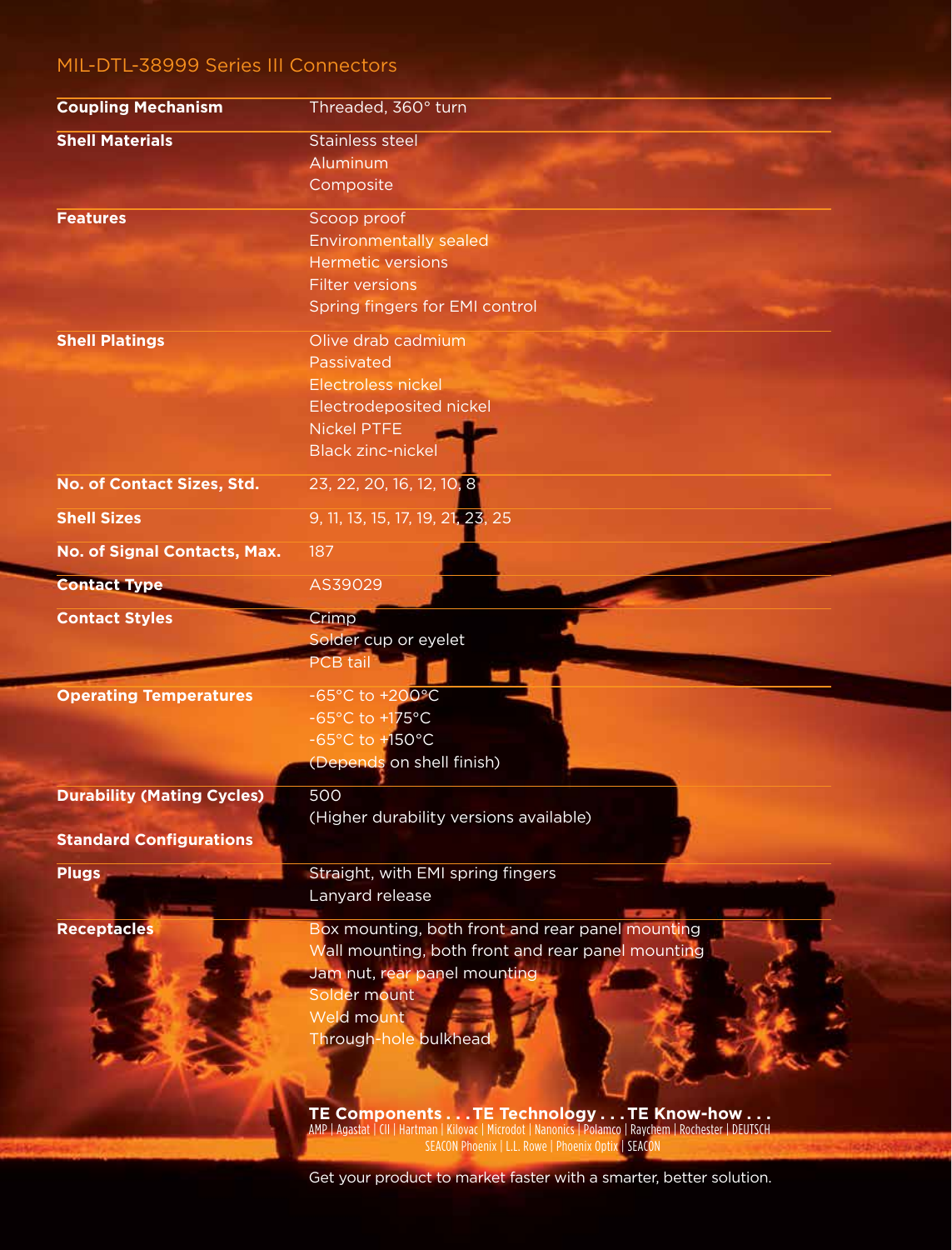## MIL-DTL-38999 Series III Connectors

| | |
|---|---|
| **Coupling Mechanism** | Threaded, 360° turn |
| **Shell Materials** | Stainless steel<br>Aluminum<br>Composite |
| **Features** | Scoop proof<br>Environmentally sealed<br>Hermetic versions<br>Filter versions<br>Spring fingers for EMI control |
| **Shell Platings** | Olive drab cadmium<br>Passivated<br>Electroless nickel<br>Electrodeposited nickel<br>Nickel PTFE<br>Black zinc-nickel |
| **No. of Contact Sizes, Std.** | 23, 22, 20, 16, 12, 10, 8 |
| **Shell Sizes** | 9, 11, 13, 15, 17, 19, 21, 23, 25 |
| **No. of Signal Contacts, Max.** | 187 |
| **Contact Type** | AS39029 |
| **Contact Styles** | Crimp<br>Solder cup or eyelet<br>PCB tail |
| **Operating Temperatures** | -65°C to +200°C<br>-65°C to +175°C<br>-65°C to +150°C<br>(Depends on shell finish) |
| **Durability (Mating Cycles)** | 500<br>(Higher durability versions available) |
| **Standard Configurations** | |
| **Plugs** | Straight, with EMI spring fingers<br>Lanyard release |
| **Receptacles** | Box mounting, both front and rear panel mounting<br>Wall mounting, both front and rear panel mounting<br>Jam nut, rear panel mounting<br>Solder mount<br>Weld mount<br>Through-hole bulkhead |

**TE Components . . . TE Technology . . . TE Know-how . . .**

AMP | Agastat | CII | Hartman | Kilovac | Microdot | Nanonics | Polamco | Raychem | Rochester | DEUTSCH
SEACON Phoenix | L.L. Rowe | Phoenix Optix | SEACON

Get your product to market faster with a smarter, better solution.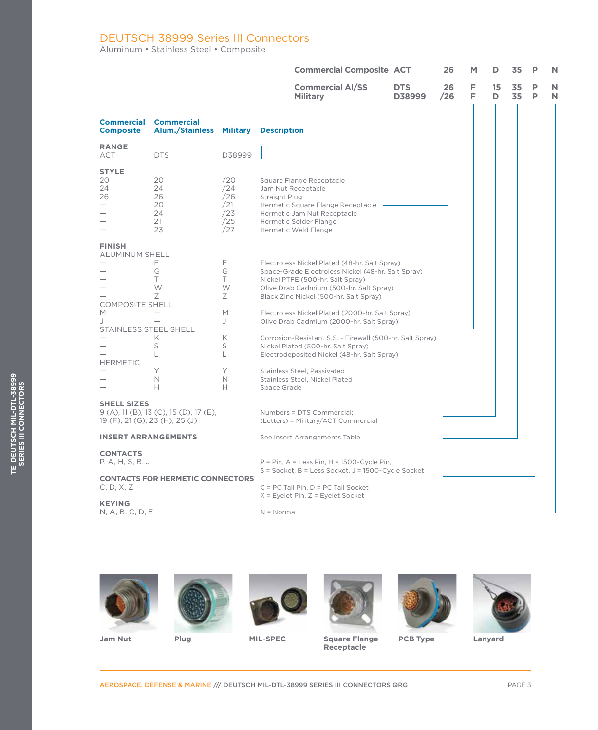# DEUTSCH 38999 Series III Connectors

Aluminum • Stainless Steel • Composite

| | | | | | | | |
|---|---|---|---|---|---|---|---|
| Commercial Composite | ACT | 26 | M | D | 35 | P | N |
| Commercial Al/SS | DTS | 26 | F | 15 | 35 | P | N |
| Military | D38999 | /26 | F | D | 35 | P | N |

| Commercial Composite | Commercial Alum./Stainless | Military | Description |
|---|---|---|---|
| **RANGE** | | | |
| ACT | DTS | D38999 | |
| **STYLE** | | | |
| 20 | 20 | /20 | Square Flange Receptacle |
| 24 | 24 | /24 | Jam Nut Receptacle |
| 26 | 26 | /26 | Straight Plug |
| — | 20 | /21 | Hermetic Square Flange Receptacle |
| — | 24 | /23 | Hermetic Jam Nut Receptacle |
| — | 21 | /25 | Hermetic Solder Flange |
| — | 23 | /27 | Hermetic Weld Flange |
| **FINISH** | | | |
| ALUMINUM SHELL | | | |
| — | F | F | Electroless Nickel Plated (48-hr. Salt Spray) |
| — | G | G | Space-Grade Electroless Nickel (48-hr. Salt Spray) |
| — | T | T | Nickel PTFE (500-hr. Salt Spray) |
| — | W | W | Olive Drab Cadmium (500-hr. Salt Spray) |
| — | Z | Z | Black Zinc Nickel (500-hr. Salt Spray) |
| COMPOSITE SHELL | | | |
| M | — | M | Electroless Nickel Plated (2000-hr. Salt Spray) |
| J | — | J | Olive Drab Cadmium (2000-hr. Salt Spray) |
| STAINLESS STEEL SHELL | | | |
| — | K | K | Corrosion-Resistant S.S. - Firewall (500-hr. Salt Spray) |
| — | S | S | Nickel Plated (500-hr. Salt Spray) |
| — | L | L | Electrodeposited Nickel (48-hr. Salt Spray) |
| HERMETIC | | | |
| — | Y | Y | Stainless Steel, Passivated |
| — | N | N | Stainless Steel, Nickel Plated |
| — | H | H | Space Grade |

**SHELL SIZES**
9 (A), 11 (B), 13 (C), 15 (D), 17 (E), 19 (F), 21 (G), 23 (H), 25 (J) — Numbers = DTS Commercial; (Letters) = Military/ACT Commercial

**INSERT ARRANGEMENTS** — See Insert Arrangements Table

**CONTACTS**
P, A, H, S, B, J — P = Pin, A = Less Pin, H = 1500-Cycle Pin, S = Socket, B = Less Socket, J = 1500-Cycle Socket

**CONTACTS FOR HERMETIC CONNECTORS**
C, D, X, Z — C = PC Tail Pin, D = PC Tail Socket, X = Eyelet Pin, Z = Eyelet Socket

**KEYING**
N, A, B, C, D, E — N = Normal

Jam Nut | Plug | MIL-SPEC | Square Flange Receptacle | PCB Type | Lanyard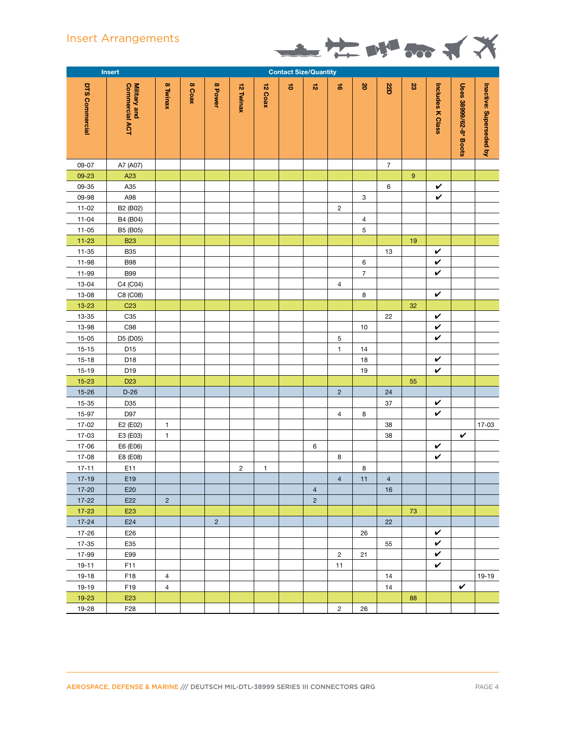## Insert Arrangements

| Insert | | Contact Size/Quantity | | | | | | | | | | | | | |
|---|---|---|---|---|---|---|---|---|---|---|---|---|---|---|---|
| DTS Commercial | Military and Commercial ACT | 8 Twinax | 8 Coax | 8 Power | 12 Twinax | 12 Coax | 10 | 12 | 16 | 20 | 22D | 23 | Includes K Class | Uses 38999/62-8* Boots | Inactive: Superseded by |
| 09-07 | A7 (A07) | | | | | | | | | | 7 | | | | |
| 09-23 | A23 | | | | | | | | | | | 9 | | | |
| 09-35 | A35 | | | | | | | | | | 6 | | ✔ | | |
| 09-98 | A98 | | | | | | | | | 3 | | | ✔ | | |
| 11-02 | B2 (B02) | | | | | | | | 2 | | | | | | |
| 11-04 | B4 (B04) | | | | | | | | | 4 | | | | | |
| 11-05 | B5 (B05) | | | | | | | | | 5 | | | | | |
| 11-23 | B23 | | | | | | | | | | | 19 | | | |
| 11-35 | B35 | | | | | | | | | | 13 | | ✔ | | |
| 11-98 | B98 | | | | | | | | | 6 | | | ✔ | | |
| 11-99 | B99 | | | | | | | | | 7 | | | ✔ | | |
| 13-04 | C4 (C04) | | | | | | | | 4 | | | | | | |
| 13-08 | C8 (C08) | | | | | | | | | 8 | | | ✔ | | |
| 13-23 | C23 | | | | | | | | | | | 32 | | | |
| 13-35 | C35 | | | | | | | | | | 22 | | ✔ | | |
| 13-98 | C98 | | | | | | | | | 10 | | | ✔ | | |
| 15-05 | D5 (D05) | | | | | | | | 5 | | | | ✔ | | |
| 15-15 | D15 | | | | | | | | 1 | 14 | | | | | |
| 15-18 | D18 | | | | | | | | | 18 | | | ✔ | | |
| 15-19 | D19 | | | | | | | | | 19 | | | ✔ | | |
| 15-23 | D23 | | | | | | | | | | | 55 | | | |
| 15-26 | D-26 | | | | | | | | 2 | | 24 | | | | |
| 15-35 | D35 | | | | | | | | | | 37 | | ✔ | | |
| 15-97 | D97 | | | | | | | | 4 | 8 | | | ✔ | | |
| 17-02 | E2 (E02) | 1 | | | | | | | | | 38 | | | | 17-03 |
| 17-03 | E3 (E03) | 1 | | | | | | | | | 38 | | | ✔ | |
| 17-06 | E6 (E06) | | | | | | | 6 | | | | | ✔ | | |
| 17-08 | E8 (E08) | | | | | | | | 8 | | | | ✔ | | |
| 17-11 | E11 | | | | 2 | 1 | | | | 8 | | | | | |
| 17-19 | E19 | | | | | | | | 4 | 11 | 4 | | | | |
| 17-20 | E20 | | | | | | | 4 | | | 16 | | | | |
| 17-22 | E22 | 2 | | | | | | 2 | | | | | | | |
| 17-23 | E23 | | | | | | | | | | | 73 | | | |
| 17-24 | E24 | | | 2 | | | | | | | 22 | | | | |
| 17-26 | E26 | | | | | | | | | 26 | | | ✔ | | |
| 17-35 | E35 | | | | | | | | | | 55 | | ✔ | | |
| 17-99 | E99 | | | | | | | | 2 | 21 | | | ✔ | | |
| 19-11 | F11 | | | | | | | | 11 | | | | ✔ | | |
| 19-18 | F18 | 4 | | | | | | | | | 14 | | | | 19-19 |
| 19-19 | F19 | 4 | | | | | | | | | 14 | | | ✔ | |
| 19-23 | E23 | | | | | | | | | | | 88 | | | |
| 19-28 | F28 | | | | | | | | 2 | 26 | | | | | |

AEROSPACE, DEFENSE & MARINE /// DEUTSCH MIL-DTL-38999 SERIES III CONNECTORS QRG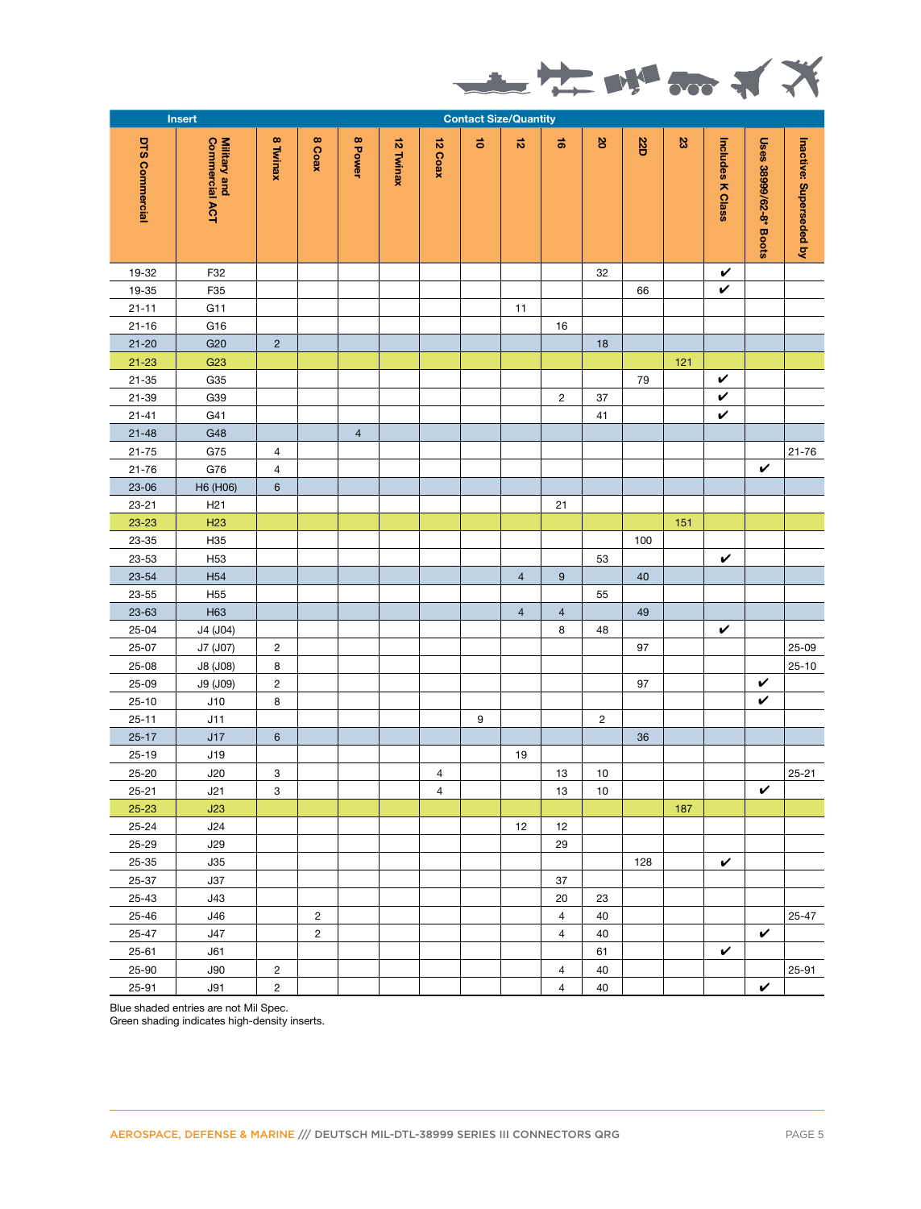| Insert | | Contact Size/Quantity | | | | | | | | | | | | | |
|---|---|---|---|---|---|---|---|---|---|---|---|---|---|---|---|
| DTS Commercial | Military and Commercial ACT | 8 Twinax | 8 Coax | 8 Power | 12 Twinax | 12 Coax | 10 | 12 | 16 | 20 | 22D | 23 | Includes K Class | Uses 38999/62-8* Boots | Inactive: Superseded by |
| 19-32 | F32 | | | | | | | | | 32 | | | ✔ | | |
| 19-35 | F35 | | | | | | | | | | 66 | | ✔ | | |
| 21-11 | G11 | | | | | | | 11 | | | | | | | |
| 21-16 | G16 | | | | | | | | 16 | | | | | | |
| 21-20 | G20 | 2 | | | | | | | | 18 | | | | | |
| 21-23 | G23 | | | | | | | | | | | 121 | | | |
| 21-35 | G35 | | | | | | | | | | 79 | | ✔ | | |
| 21-39 | G39 | | | | | | | | 2 | 37 | | | ✔ | | |
| 21-41 | G41 | | | | | | | | | 41 | | | ✔ | | |
| 21-48 | G48 | | | 4 | | | | | | | | | | | |
| 21-75 | G75 | 4 | | | | | | | | | | | | | 21-76 |
| 21-76 | G76 | 4 | | | | | | | | | | | | ✔ | |
| 23-06 | H6 (H06) | 6 | | | | | | | | | | | | | |
| 23-21 | H21 | | | | | | | | 21 | | | | | | |
| 23-23 | H23 | | | | | | | | | | | 151 | | | |
| 23-35 | H35 | | | | | | | | | | 100 | | | | |
| 23-53 | H53 | | | | | | | | | 53 | | | ✔ | | |
| 23-54 | H54 | | | | | | | 4 | 9 | | 40 | | | | |
| 23-55 | H55 | | | | | | | | | 55 | | | | | |
| 23-63 | H63 | | | | | | | 4 | 4 | | 49 | | | | |
| 25-04 | J4 (J04) | | | | | | | | 8 | 48 | | | ✔ | | |
| 25-07 | J7 (J07) | 2 | | | | | | | | | 97 | | | | 25-09 |
| 25-08 | J8 (J08) | 8 | | | | | | | | | | | | | 25-10 |
| 25-09 | J9 (J09) | 2 | | | | | | | | | 97 | | | ✔ | |
| 25-10 | J10 | 8 | | | | | | | | | | | | ✔ | |
| 25-11 | J11 | | | | | | 9 | | | 2 | | | | | |
| 25-17 | J17 | 6 | | | | | | | | | 36 | | | | |
| 25-19 | J19 | | | | | | | 19 | | | | | | | |
| 25-20 | J20 | 3 | | | | 4 | | | 13 | 10 | | | | | 25-21 |
| 25-21 | J21 | 3 | | | | 4 | | | 13 | 10 | | | | ✔ | |
| 25-23 | J23 | | | | | | | | | | | 187 | | | |
| 25-24 | J24 | | | | | | | 12 | 12 | | | | | | |
| 25-29 | J29 | | | | | | | | 29 | | | | | | |
| 25-35 | J35 | | | | | | | | | | 128 | | ✔ | | |
| 25-37 | J37 | | | | | | | | 37 | | | | | | |
| 25-43 | J43 | | | | | | | | 20 | 23 | | | | | |
| 25-46 | J46 | | 2 | | | | | | 4 | 40 | | | | | 25-47 |
| 25-47 | J47 | | 2 | | | | | | 4 | 40 | | | | ✔ | |
| 25-61 | J61 | | | | | | | | | 61 | | | ✔ | | |
| 25-90 | J90 | 2 | | | | | | | 4 | 40 | | | | | 25-91 |
| 25-91 | J91 | 2 | | | | | | | 4 | 40 | | | | ✔ | |

Blue shaded entries are not Mil Spec.
Green shading indicates high-density inserts.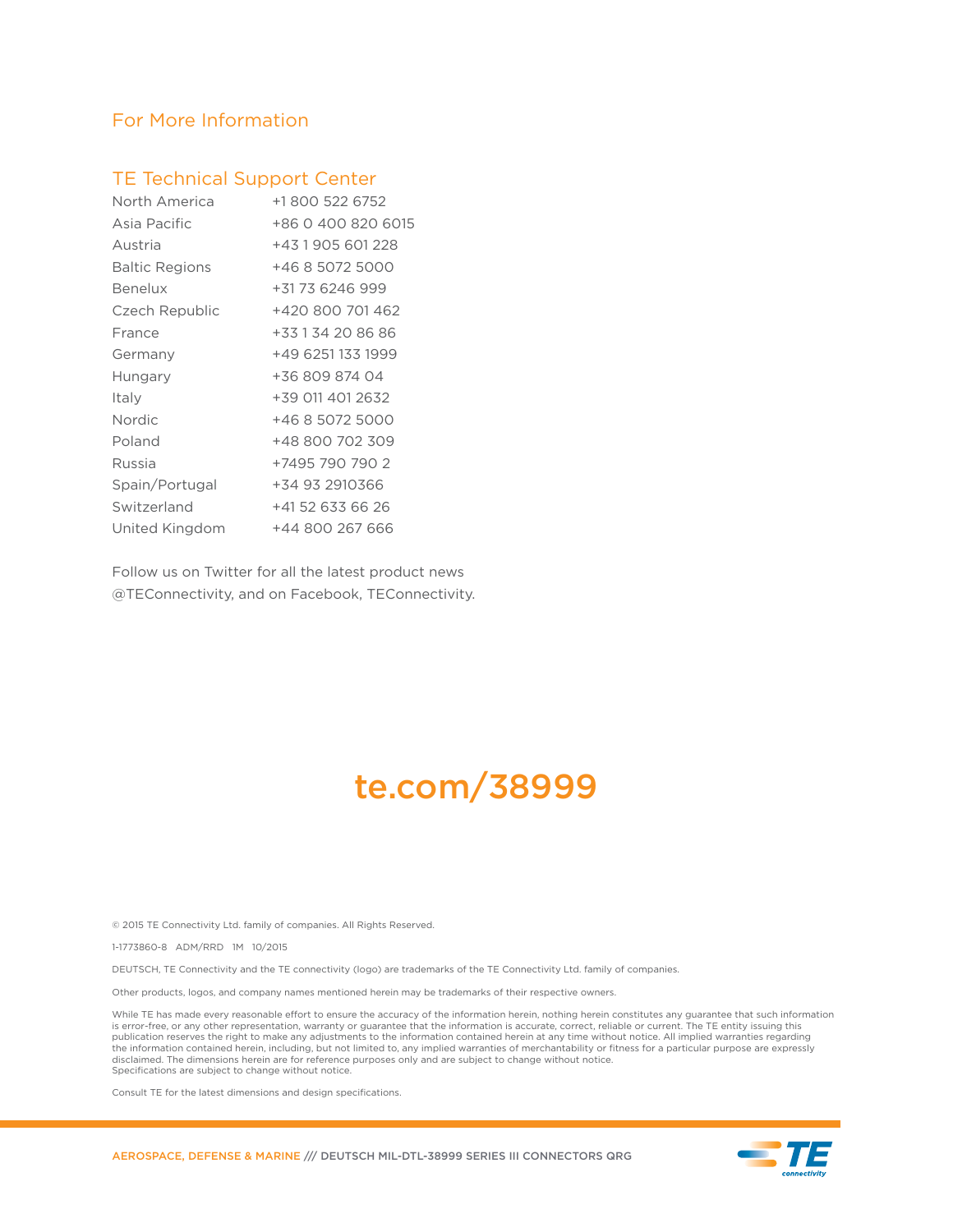## For More Information

### TE Technical Support Center

| | |
|---|---|
| North America | +1 800 522 6752 |
| Asia Pacific | +86 0 400 820 6015 |
| Austria | +43 1 905 601 228 |
| Baltic Regions | +46 8 5072 5000 |
| Benelux | +31 73 6246 999 |
| Czech Republic | +420 800 701 462 |
| France | +33 1 34 20 86 86 |
| Germany | +49 6251 133 1999 |
| Hungary | +36 809 874 04 |
| Italy | +39 011 401 2632 |
| Nordic | +46 8 5072 5000 |
| Poland | +48 800 702 309 |
| Russia | +7495 790 790 2 |
| Spain/Portugal | +34 93 2910366 |
| Switzerland | +41 52 633 66 26 |
| United Kingdom | +44 800 267 666 |

Follow us on Twitter for all the latest product news @TEConnectivity, and on Facebook, TEConnectivity.

**te.com/38999**

© 2015 TE Connectivity Ltd. family of companies. All Rights Reserved.

1-1773860-8 ADM/RRD 1M 10/2015

DEUTSCH, TE Connectivity and the TE connectivity (logo) are trademarks of the TE Connectivity Ltd. family of companies.

Other products, logos, and company names mentioned herein may be trademarks of their respective owners.

While TE has made every reasonable effort to ensure the accuracy of the information herein, nothing herein constitutes any guarantee that such information is error-free, or any other representation, warranty or guarantee that the information is accurate, correct, reliable or current. The TE entity issuing this publication reserves the right to make any adjustments to the information contained herein at any time without notice. All implied warranties regarding the information contained herein, including, but not limited to, any implied warranties of merchantability or fitness for a particular purpose are expressly disclaimed. The dimensions herein are for reference purposes only and are subject to change without notice.
Specifications are subject to change without notice.

Consult TE for the latest dimensions and design specifications.